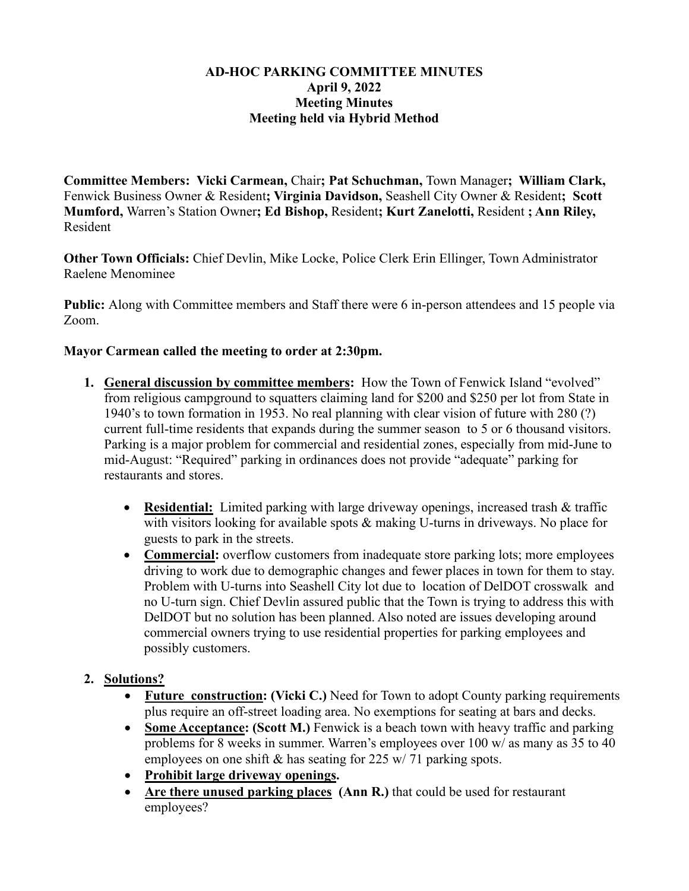# AD-HOC PARKING COMMITTEE MINUTES
## April 9, 2022
## Meeting Minutes
## Meeting held via Hybrid Method

**Committee Members:** **Vicki Carmean,** Chair**; Pat Schuchman,** Town Manager**; William Clark,** Fenwick Business Owner & Resident**; Virginia Davidson,** Seashell City Owner & Resident**; Scott Mumford,** Warren's Station Owner**; Ed Bishop,** Resident**; Kurt Zanelotti,** Resident **; Ann Riley,** Resident

**Other Town Officials:** Chief Devlin, Mike Locke, Police Clerk Erin Ellinger, Town Administrator Raelene Menominee

**Public:** Along with Committee members and Staff there were 6 in-person attendees and 15 people via Zoom.

**Mayor Carmean called the meeting to order at 2:30pm.**

1. **General discussion by committee members:** How the Town of Fenwick Island "evolved" from religious campground to squatters claiming land for $200 and $250 per lot from State in 1940's to town formation in 1953. No real planning with clear vision of future with 280 (?) current full-time residents that expands during the summer season to 5 or 6 thousand visitors. Parking is a major problem for commercial and residential zones, especially from mid-June to mid-August: "Required" parking in ordinances does not provide "adequate" parking for restaurants and stores.
   - **Residential:** Limited parking with large driveway openings, increased trash & traffic with visitors looking for available spots & making U-turns in driveways. No place for guests to park in the streets.
   - **Commercial:** overflow customers from inadequate store parking lots; more employees driving to work due to demographic changes and fewer places in town for them to stay. Problem with U-turns into Seashell City lot due to location of DelDOT crosswalk and no U-turn sign. Chief Devlin assured public that the Town is trying to address this with DelDOT but no solution has been planned. Also noted are issues developing around commercial owners trying to use residential properties for parking employees and possibly customers.

2. **Solutions?**
   - **Future construction: (Vicki C.)** Need for Town to adopt County parking requirements plus require an off-street loading area. No exemptions for seating at bars and decks.
   - **Some Acceptance: (Scott M.)** Fenwick is a beach town with heavy traffic and parking problems for 8 weeks in summer. Warren's employees over 100 w/ as many as 35 to 40 employees on one shift & has seating for 225 w/ 71 parking spots.
   - **Prohibit large driveway openings.**
   - **Are there unused parking places (Ann R.)** that could be used for restaurant employees?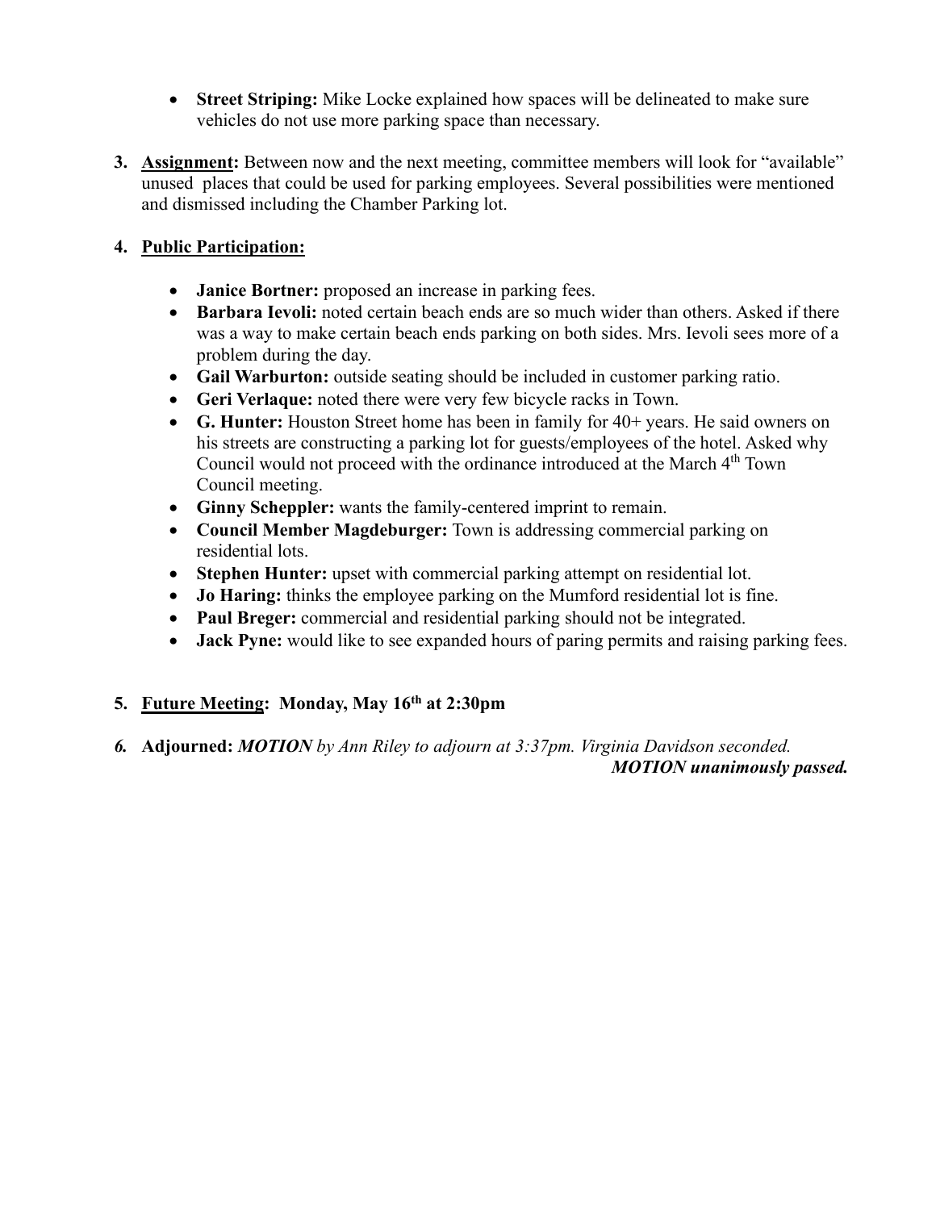- **Street Striping:** Mike Locke explained how spaces will be delineated to make sure vehicles do not use more parking space than necessary.

3. **Assignment:** Between now and the next meeting, committee members will look for "available" unused places that could be used for parking employees. Several possibilities were mentioned and dismissed including the Chamber Parking lot.

4. **Public Participation:**

   - **Janice Bortner:** proposed an increase in parking fees.
   - **Barbara Ievoli:** noted certain beach ends are so much wider than others. Asked if there was a way to make certain beach ends parking on both sides. Mrs. Ievoli sees more of a problem during the day.
   - **Gail Warburton:** outside seating should be included in customer parking ratio.
   - **Geri Verlaque:** noted there were very few bicycle racks in Town.
   - **G. Hunter:** Houston Street home has been in family for 40+ years. He said owners on his streets are constructing a parking lot for guests/employees of the hotel. Asked why Council would not proceed with the ordinance introduced at the March 4th Town Council meeting.
   - **Ginny Scheppler:** wants the family-centered imprint to remain.
   - **Council Member Magdeburger:** Town is addressing commercial parking on residential lots.
   - **Stephen Hunter:** upset with commercial parking attempt on residential lot.
   - **Jo Haring:** thinks the employee parking on the Mumford residential lot is fine.
   - **Paul Breger:** commercial and residential parking should not be integrated.
   - **Jack Pyne:** would like to see expanded hours of paring permits and raising parking fees.

5. **Future Meeting: Monday, May 16th at 2:30pm**

6. **Adjourned:** ***MOTION*** *by Ann Riley to adjourn at 3:37pm. Virginia Davidson seconded.*
   ***MOTION unanimously passed.***